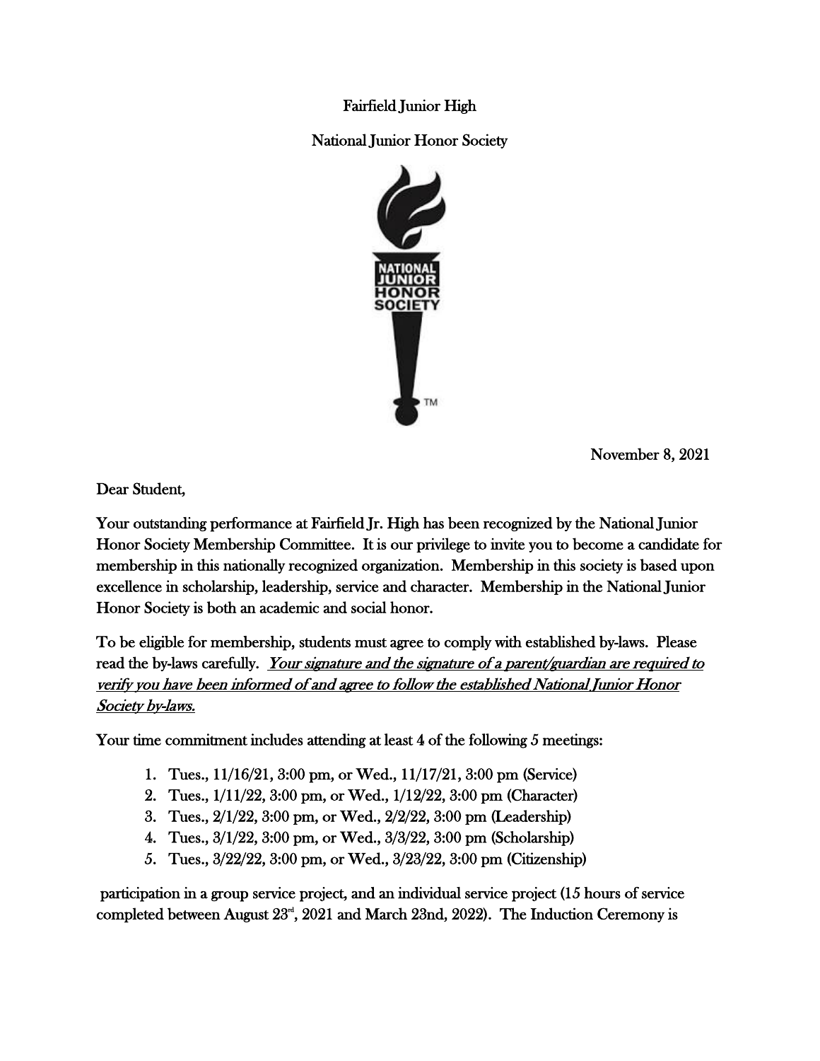Fairfield Junior High

National Junior Honor Society

November 8, 2021

Dear Student,

Your outstanding performance at Fairfield Jr. High has been recognized by the National Junior Honor Society Membership Committee. It is our privilege to invite you to become a candidate for membership in this nationally recognized organization. Membership in this society is based upon excellence in scholarship, leadership, service and character. Membership in the National Junior Honor Society is both an academic and social honor.

To be eligible for membership, students must agree to comply with established by-laws. Please read the by-laws carefully. ***Your signature and the signature of a parent/guardian are required to verify you have been informed of and agree to follow the established National Junior Honor Society by-laws.***

Your time commitment includes attending at least 4 of the following 5 meetings:

1. Tues., 11/16/21, 3:00 pm, or Wed., 11/17/21, 3:00 pm (Service)
2. Tues., 1/11/22, 3:00 pm, or Wed., 1/12/22, 3:00 pm (Character)
3. Tues., 2/1/22, 3:00 pm, or Wed., 2/2/22, 3:00 pm (Leadership)
4. Tues., 3/1/22, 3:00 pm, or Wed., 3/3/22, 3:00 pm (Scholarship)
5. Tues., 3/22/22, 3:00 pm, or Wed., 3/23/22, 3:00 pm (Citizenship)

participation in a group service project, and an individual service project (15 hours of service completed between August 23rd, 2021 and March 23nd, 2022). The Induction Ceremony is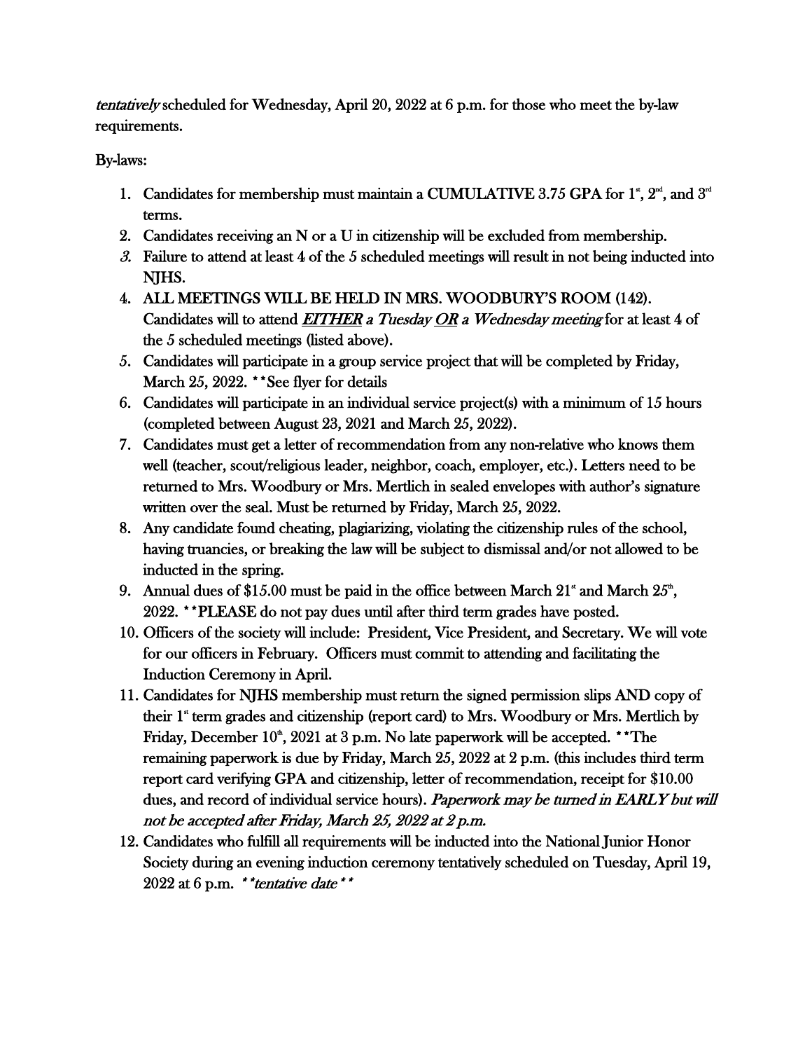*tentatively* scheduled for Wednesday, April 20, 2022 at 6 p.m. for those who meet the by-law requirements.

By-laws:

1. Candidates for membership must maintain a CUMULATIVE 3.75 GPA for 1st, 2nd, and 3rd terms.
2. Candidates receiving an N or a U in citizenship will be excluded from membership.
3. Failure to attend at least 4 of the 5 scheduled meetings will result in not being inducted into NJHS.
4. ALL MEETINGS WILL BE HELD IN MRS. WOODBURY'S ROOM (142). Candidates will to attend ***EITHER** a Tuesday **OR** a Wednesday meeting* for at least 4 of the 5 scheduled meetings (listed above).
5. Candidates will participate in a group service project that will be completed by Friday, March 25, 2022. **See flyer for details
6. Candidates will participate in an individual service project(s) with a minimum of 15 hours (completed between August 23, 2021 and March 25, 2022).
7. Candidates must get a letter of recommendation from any non-relative who knows them well (teacher, scout/religious leader, neighbor, coach, employer, etc.). Letters need to be returned to Mrs. Woodbury or Mrs. Mertlich in sealed envelopes with author's signature written over the seal. Must be returned by Friday, March 25, 2022.
8. Any candidate found cheating, plagiarizing, violating the citizenship rules of the school, having truancies, or breaking the law will be subject to dismissal and/or not allowed to be inducted in the spring.
9. Annual dues of $15.00 must be paid in the office between March 21st and March 25th, 2022. **PLEASE do not pay dues until after third term grades have posted.
10. Officers of the society will include: President, Vice President, and Secretary. We will vote for our officers in February. Officers must commit to attending and facilitating the Induction Ceremony in April.
11. Candidates for NJHS membership must return the signed permission slips AND copy of their 1st term grades and citizenship (report card) to Mrs. Woodbury or Mrs. Mertlich by Friday, December 10th, 2021 at 3 p.m. No late paperwork will be accepted. **The remaining paperwork is due by Friday, March 25, 2022 at 2 p.m. (this includes third term report card verifying GPA and citizenship, letter of recommendation, receipt for $10.00 dues, and record of individual service hours). *Paperwork may be turned in EARLY but will not be accepted after Friday, March 25, 2022 at 2 p.m.*
12. Candidates who fulfill all requirements will be inducted into the National Junior Honor Society during an evening induction ceremony tentatively scheduled on Tuesday, April 19, 2022 at 6 p.m. ***tentative date***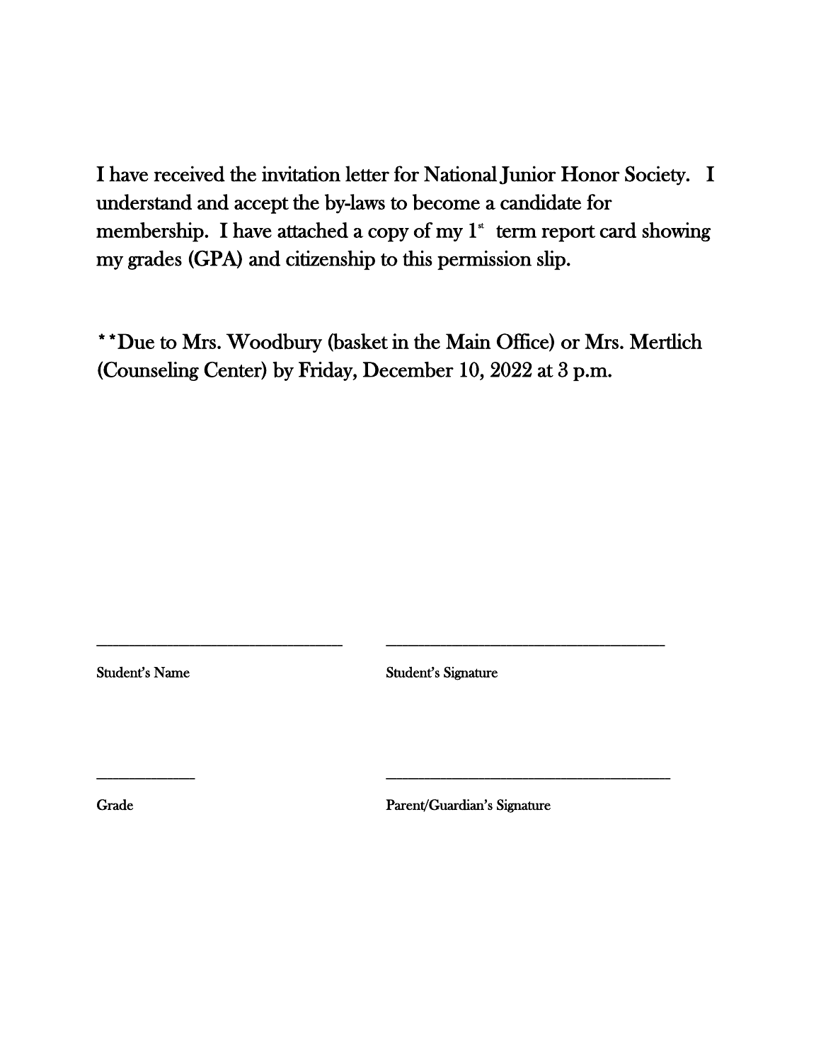I have received the invitation letter for National Junior Honor Society. I understand and accept the by-laws to become a candidate for membership. I have attached a copy of my 1st term report card showing my grades (GPA) and citizenship to this permission slip.

**Due to Mrs. Woodbury (basket in the Main Office) or Mrs. Mertlich (Counseling Center) by Friday, December 10, 2022 at 3 p.m.

\_\_\_\_\_\_\_\_\_\_\_\_\_\_\_\_\_\_\_\_\_\_\_\_\_\_\_\_\_\_ &nbsp;&nbsp;&nbsp;&nbsp; \_\_\_\_\_\_\_\_\_\_\_\_\_\_\_\_\_\_\_\_\_\_\_\_\_\_\_\_\_\_\_\_\_\_

Student's Name &nbsp;&nbsp;&nbsp;&nbsp; Student's Signature

\_\_\_\_\_\_\_\_\_\_\_\_ &nbsp;&nbsp;&nbsp;&nbsp; \_\_\_\_\_\_\_\_\_\_\_\_\_\_\_\_\_\_\_\_\_\_\_\_\_\_\_\_\_\_\_\_\_\_

Grade &nbsp;&nbsp;&nbsp;&nbsp; Parent/Guardian's Signature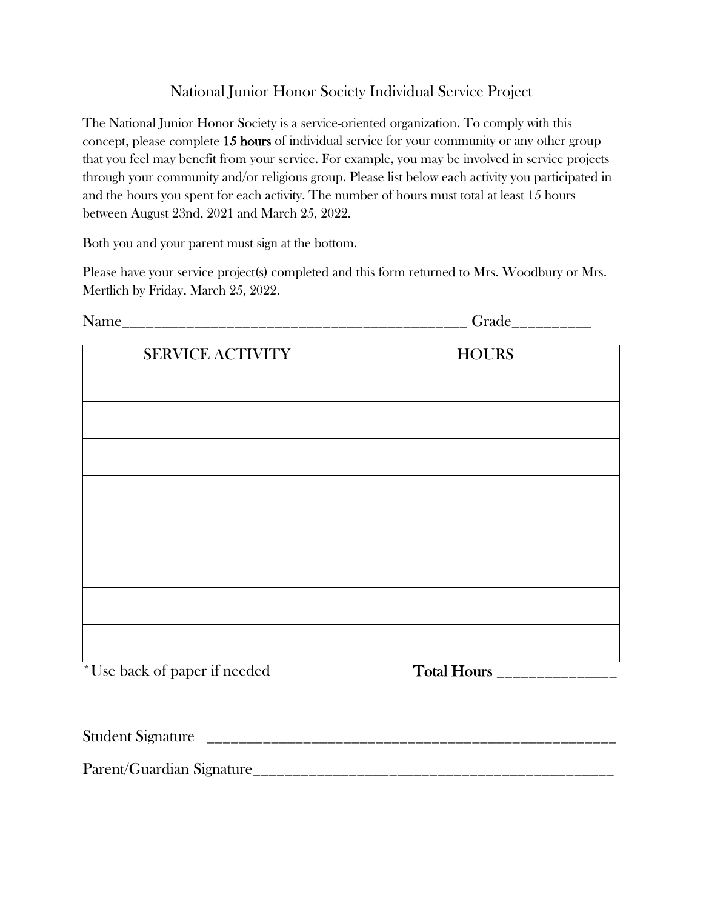# National Junior Honor Society Individual Service Project

The National Junior Honor Society is a service-oriented organization. To comply with this concept, please complete **15 hours** of individual service for your community or any other group that you feel may benefit from your service. For example, you may be involved in service projects through your community and/or religious group. Please list below each activity you participated in and the hours you spent for each activity. The number of hours must total at least 15 hours between August 23nd, 2021 and March 25, 2022.

Both you and your parent must sign at the bottom.

Please have your service project(s) completed and this form returned to Mrs. Woodbury or Mrs. Mertlich by Friday, March 25, 2022.

Name__________________________________________ Grade_________

| SERVICE ACTIVITY | HOURS |
|---|---|
| | |
| | |
| | |
| | |
| | |
| | |
| | |
| | |

*Use back of paper if needed **Total Hours** ______________

Student Signature ____________________________________________________

Parent/Guardian Signature_____________________________________________